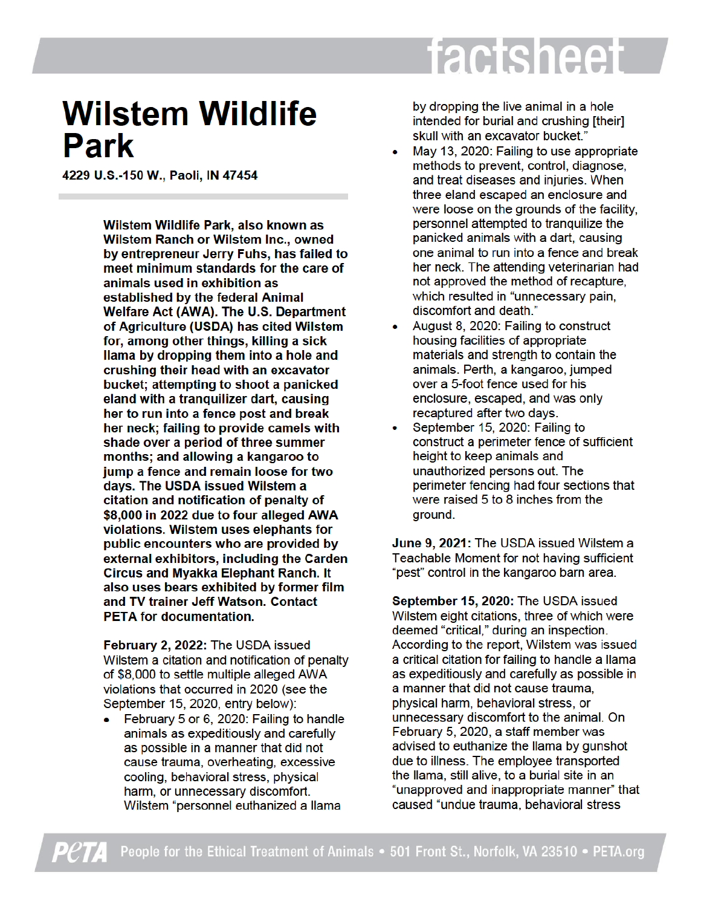# Wilstem Wildlife Park

**4229 U.S.-150 W., Paoli, IN 47454**

**Wilstem Wildlife Park, also known as Wilstem Ranch or Wilstem Inc., owned by entrepreneur Jerry Fuhs, has failed to meet minimum standards for the care of animals used in exhibition as established by the federal Animal Welfare Act (AWA). The U.S. Department of Agriculture (USDA) has cited Wilstem for, among other things, killing a sick llama by dropping them into a hole and crushing their head with an excavator bucket; attempting to shoot a panicked eland with a tranquilizer dart, causing her to run into a fence post and break her neck; failing to provide camels with shade over a period of three summer months; and allowing a kangaroo to jump a fence and remain loose for two days. The USDA issued Wilstem a citation and notification of penalty of $8,000 in 2022 due to four alleged AWA violations. Wilstem uses elephants for public encounters who are provided by external exhibitors, including the Carden Circus and Myakka Elephant Ranch. It also uses bears exhibited by former film and TV trainer Jeff Watson. Contact PETA for documentation.**

**February 2, 2022:** The USDA issued Wilstem a citation and notification of penalty of $8,000 to settle multiple alleged AWA violations that occurred in 2020 (see the September 15, 2020, entry below):

- February 5 or 6, 2020: Failing to handle animals as expeditiously and carefully as possible in a manner that did not cause trauma, overheating, excessive cooling, behavioral stress, physical harm, or unnecessary discomfort. Wilstem "personnel euthanized a llama by dropping the live animal in a hole intended for burial and crushing [their] skull with an excavator bucket."
- May 13, 2020: Failing to use appropriate methods to prevent, control, diagnose, and treat diseases and injuries. When three eland escaped an enclosure and were loose on the grounds of the facility, personnel attempted to tranquilize the panicked animals with a dart, causing one animal to run into a fence and break her neck. The attending veterinarian had not approved the method of recapture, which resulted in "unnecessary pain, discomfort and death."
- August 8, 2020: Failing to construct housing facilities of appropriate materials and strength to contain the animals. Perth, a kangaroo, jumped over a 5-foot fence used for his enclosure, escaped, and was only recaptured after two days.
- September 15, 2020: Failing to construct a perimeter fence of sufficient height to keep animals and unauthorized persons out. The perimeter fencing had four sections that were raised 5 to 8 inches from the ground.

**June 9, 2021:** The USDA issued Wilstem a Teachable Moment for not having sufficient "pest" control in the kangaroo barn area.

**September 15, 2020:** The USDA issued Wilstem eight citations, three of which were deemed "critical," during an inspection. According to the report, Wilstem was issued a critical citation for failing to handle a llama as expeditiously and carefully as possible in a manner that did not cause trauma, physical harm, behavioral stress, or unnecessary discomfort to the animal. On February 5, 2020, a staff member was advised to euthanize the llama by gunshot due to illness. The employee transported the llama, still alive, to a burial site in an "unapproved and inappropriate manner" that caused "undue trauma, behavioral stress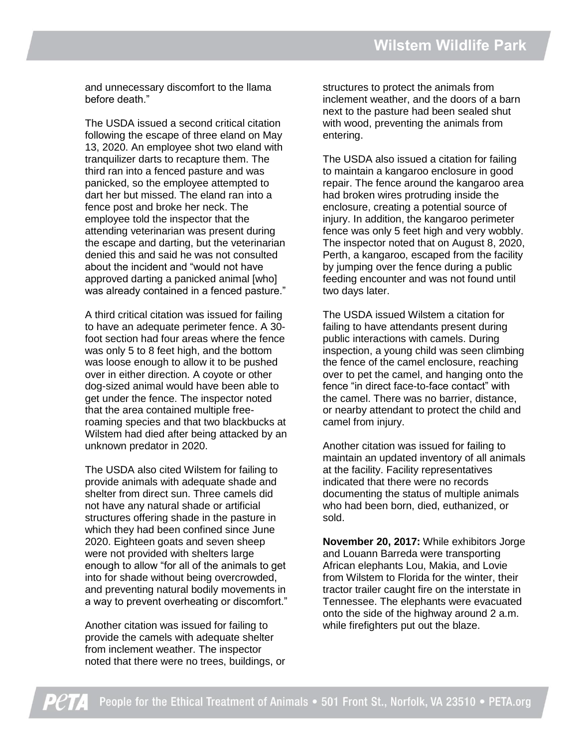and unnecessary discomfort to the llama before death."

The USDA issued a second critical citation following the escape of three eland on May 13, 2020. An employee shot two eland with tranquilizer darts to recapture them. The third ran into a fenced pasture and was panicked, so the employee attempted to dart her but missed. The eland ran into a fence post and broke her neck. The employee told the inspector that the attending veterinarian was present during the escape and darting, but the veterinarian denied this and said he was not consulted about the incident and "would not have approved darting a panicked animal [who] was already contained in a fenced pasture."

A third critical citation was issued for failing to have an adequate perimeter fence. A 30-foot section had four areas where the fence was only 5 to 8 feet high, and the bottom was loose enough to allow it to be pushed over in either direction. A coyote or other dog-sized animal would have been able to get under the fence. The inspector noted that the area contained multiple free-roaming species and that two blackbucks at Wilstem had died after being attacked by an unknown predator in 2020.

The USDA also cited Wilstem for failing to provide animals with adequate shade and shelter from direct sun. Three camels did not have any natural shade or artificial structures offering shade in the pasture in which they had been confined since June 2020. Eighteen goats and seven sheep were not provided with shelters large enough to allow "for all of the animals to get into for shade without being overcrowded, and preventing natural bodily movements in a way to prevent overheating or discomfort."

Another citation was issued for failing to provide the camels with adequate shelter from inclement weather. The inspector noted that there were no trees, buildings, or structures to protect the animals from inclement weather, and the doors of a barn next to the pasture had been sealed shut with wood, preventing the animals from entering.

The USDA also issued a citation for failing to maintain a kangaroo enclosure in good repair. The fence around the kangaroo area had broken wires protruding inside the enclosure, creating a potential source of injury. In addition, the kangaroo perimeter fence was only 5 feet high and very wobbly. The inspector noted that on August 8, 2020, Perth, a kangaroo, escaped from the facility by jumping over the fence during a public feeding encounter and was not found until two days later.

The USDA issued Wilstem a citation for failing to have attendants present during public interactions with camels. During inspection, a young child was seen climbing the fence of the camel enclosure, reaching over to pet the camel, and hanging onto the fence "in direct face-to-face contact" with the camel. There was no barrier, distance, or nearby attendant to protect the child and camel from injury.

Another citation was issued for failing to maintain an updated inventory of all animals at the facility. Facility representatives indicated that there were no records documenting the status of multiple animals who had been born, died, euthanized, or sold.

**November 20, 2017:** While exhibitors Jorge and Louann Barreda were transporting African elephants Lou, Makia, and Lovie from Wilstem to Florida for the winter, their tractor trailer caught fire on the interstate in Tennessee. The elephants were evacuated onto the side of the highway around 2 a.m. while firefighters put out the blaze.